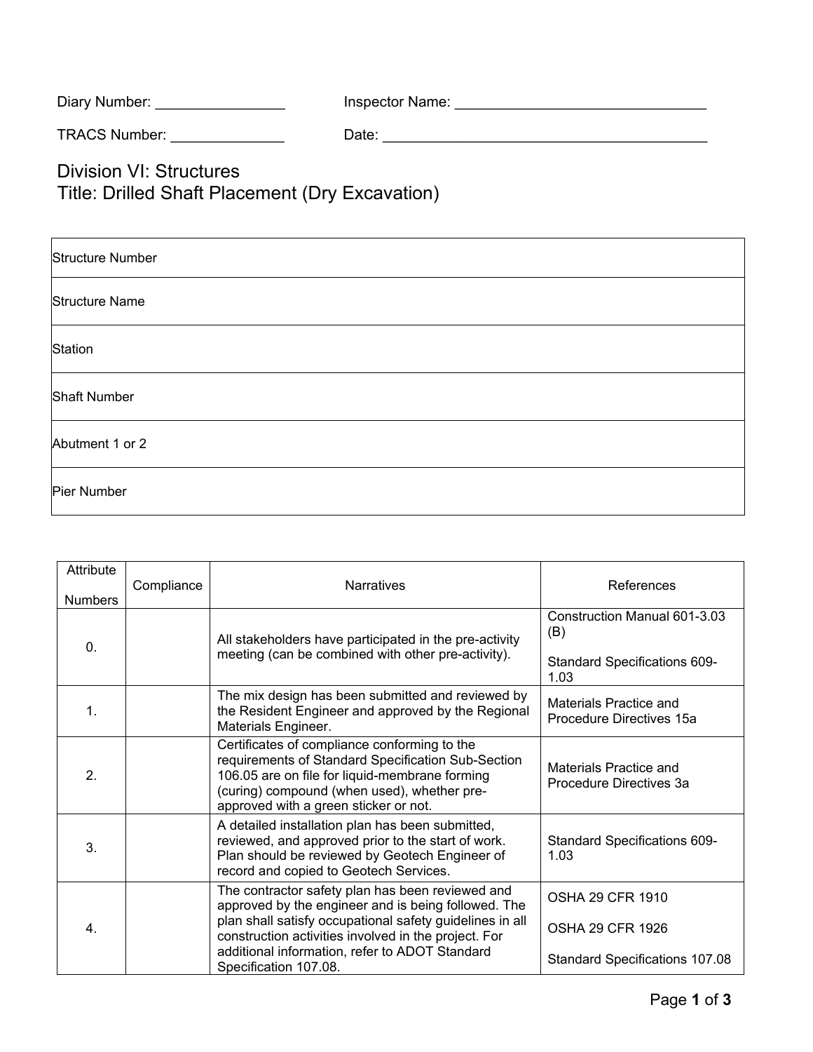Diary Number: ________________ Inspector Name: ________________________________

TRACS Number: ______________ Date: __________________________________________

# Division VI: Structures
# Title: Drilled Shaft Placement (Dry Excavation)

| | |
|---|---|
| Structure Number | |
| Structure Name | |
| Station | |
| Shaft Number | |
| Abutment 1 or 2 | |
| Pier Number | |

| Attribute Numbers | Compliance | Narratives | References |
|---|---|---|---|
| 0. | | All stakeholders have participated in the pre-activity meeting (can be combined with other pre-activity). | Construction Manual 601-3.03 (B)<br><br>Standard Specifications 609-1.03 |
| 1. | | The mix design has been submitted and reviewed by the Resident Engineer and approved by the Regional Materials Engineer. | Materials Practice and Procedure Directives 15a |
| 2. | | Certificates of compliance conforming to the requirements of Standard Specification Sub-Section 106.05 are on file for liquid-membrane forming (curing) compound (when used), whether pre-approved with a green sticker or not. | Materials Practice and Procedure Directives 3a |
| 3. | | A detailed installation plan has been submitted, reviewed, and approved prior to the start of work. Plan should be reviewed by Geotech Engineer of record and copied to Geotech Services. | Standard Specifications 609-1.03 |
| 4. | | The contractor safety plan has been reviewed and approved by the engineer and is being followed. The plan shall satisfy occupational safety guidelines in all construction activities involved in the project. For additional information, refer to ADOT Standard Specification 107.08. | OSHA 29 CFR 1910<br><br>OSHA 29 CFR 1926<br><br>Standard Specifications 107.08 |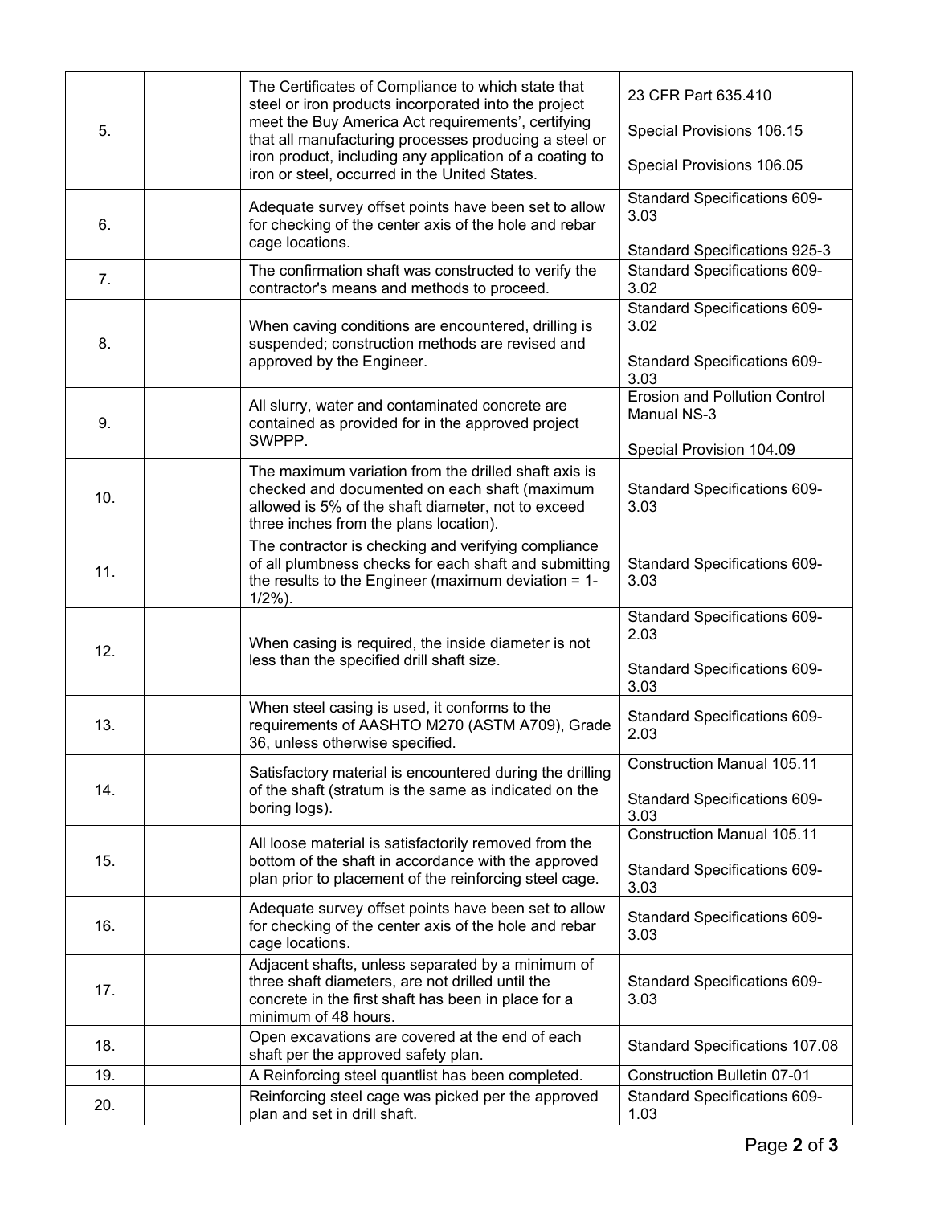| | | | |
|---|---|---|---|
| 5. | | The Certificates of Compliance to which state that steel or iron products incorporated into the project meet the Buy America Act requirements', certifying that all manufacturing processes producing a steel or iron product, including any application of a coating to iron or steel, occurred in the United States. | 23 CFR Part 635.410<br><br>Special Provisions 106.15<br><br>Special Provisions 106.05 |
| 6. | | Adequate survey offset points have been set to allow for checking of the center axis of the hole and rebar cage locations. | Standard Specifications 609-3.03<br><br>Standard Specifications 925-3 |
| 7. | | The confirmation shaft was constructed to verify the contractor's means and methods to proceed. | Standard Specifications 609-3.02 |
| 8. | | When caving conditions are encountered, drilling is suspended; construction methods are revised and approved by the Engineer. | Standard Specifications 609-3.02<br><br>Standard Specifications 609-3.03 |
| 9. | | All slurry, water and contaminated concrete are contained as provided for in the approved project SWPPP. | Erosion and Pollution Control Manual NS-3<br><br>Special Provision 104.09 |
| 10. | | The maximum variation from the drilled shaft axis is checked and documented on each shaft (maximum allowed is 5% of the shaft diameter, not to exceed three inches from the plans location). | Standard Specifications 609-3.03 |
| 11. | | The contractor is checking and verifying compliance of all plumbness checks for each shaft and submitting the results to the Engineer (maximum deviation = 1-1/2%). | Standard Specifications 609-3.03 |
| 12. | | When casing is required, the inside diameter is not less than the specified drill shaft size. | Standard Specifications 609-2.03<br><br>Standard Specifications 609-3.03 |
| 13. | | When steel casing is used, it conforms to the requirements of AASHTO M270 (ASTM A709), Grade 36, unless otherwise specified. | Standard Specifications 609-2.03 |
| 14. | | Satisfactory material is encountered during the drilling of the shaft (stratum is the same as indicated on the boring logs). | Construction Manual 105.11<br><br>Standard Specifications 609-3.03 |
| 15. | | All loose material is satisfactorily removed from the bottom of the shaft in accordance with the approved plan prior to placement of the reinforcing steel cage. | Construction Manual 105.11<br><br>Standard Specifications 609-3.03 |
| 16. | | Adequate survey offset points have been set to allow for checking of the center axis of the hole and rebar cage locations. | Standard Specifications 609-3.03 |
| 17. | | Adjacent shafts, unless separated by a minimum of three shaft diameters, are not drilled until the concrete in the first shaft has been in place for a minimum of 48 hours. | Standard Specifications 609-3.03 |
| 18. | | Open excavations are covered at the end of each shaft per the approved safety plan. | Standard Specifications 107.08 |
| 19. | | A Reinforcing steel quantlist has been completed. | Construction Bulletin 07-01 |
| 20. | | Reinforcing steel cage was picked per the approved plan and set in drill shaft. | Standard Specifications 609-1.03 |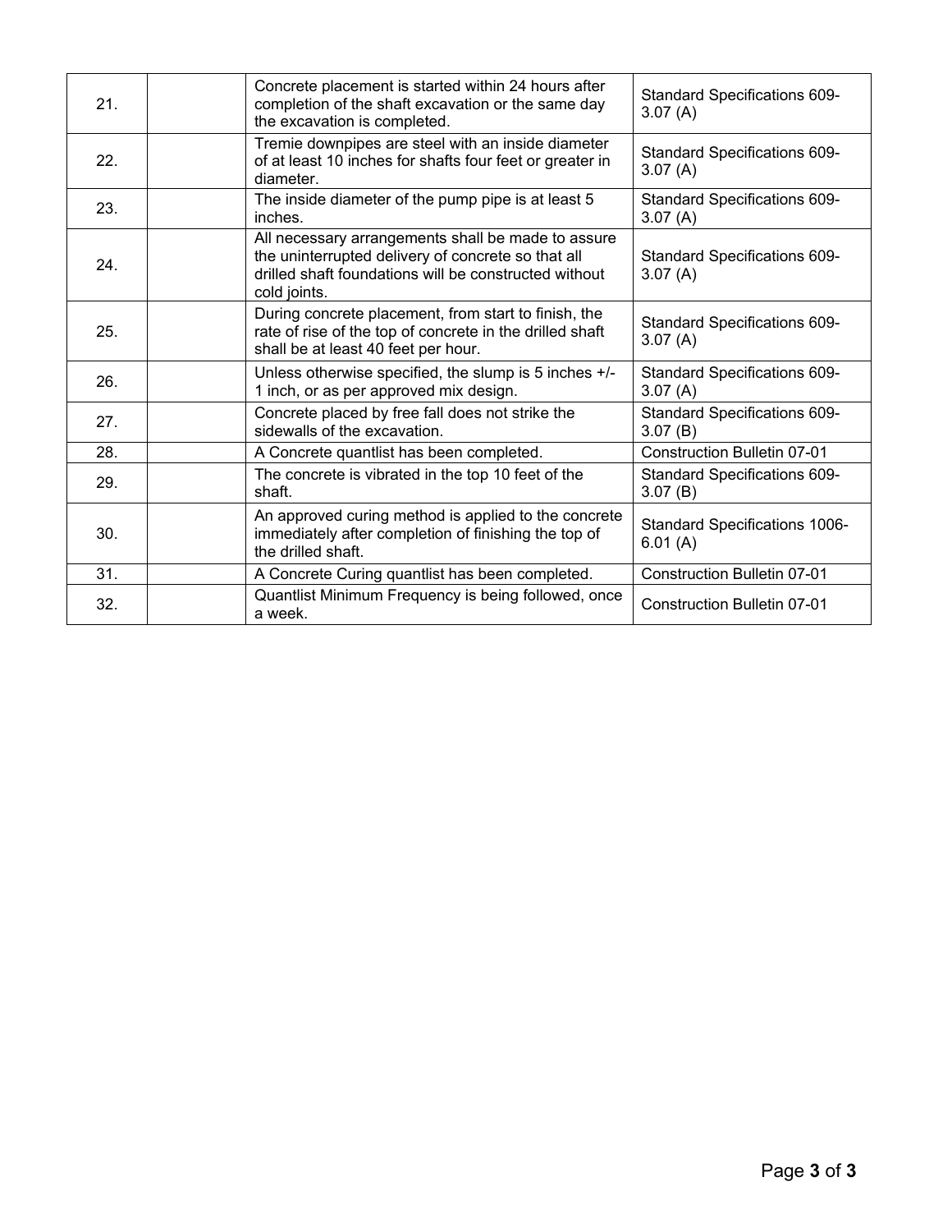| | | | |
|---|---|---|---|
| 21. | | Concrete placement is started within 24 hours after completion of the shaft excavation or the same day the excavation is completed. | Standard Specifications 609-3.07 (A) |
| 22. | | Tremie downpipes are steel with an inside diameter of at least 10 inches for shafts four feet or greater in diameter. | Standard Specifications 609-3.07 (A) |
| 23. | | The inside diameter of the pump pipe is at least 5 inches. | Standard Specifications 609-3.07 (A) |
| 24. | | All necessary arrangements shall be made to assure the uninterrupted delivery of concrete so that all drilled shaft foundations will be constructed without cold joints. | Standard Specifications 609-3.07 (A) |
| 25. | | During concrete placement, from start to finish, the rate of rise of the top of concrete in the drilled shaft shall be at least 40 feet per hour. | Standard Specifications 609-3.07 (A) |
| 26. | | Unless otherwise specified, the slump is 5 inches +/- 1 inch, or as per approved mix design. | Standard Specifications 609-3.07 (A) |
| 27. | | Concrete placed by free fall does not strike the sidewalls of the excavation. | Standard Specifications 609-3.07 (B) |
| 28. | | A Concrete quantlist has been completed. | Construction Bulletin 07-01 |
| 29. | | The concrete is vibrated in the top 10 feet of the shaft. | Standard Specifications 609-3.07 (B) |
| 30. | | An approved curing method is applied to the concrete immediately after completion of finishing the top of the drilled shaft. | Standard Specifications 1006-6.01 (A) |
| 31. | | A Concrete Curing quantlist has been completed. | Construction Bulletin 07-01 |
| 32. | | Quantlist Minimum Frequency is being followed, once a week. | Construction Bulletin 07-01 |